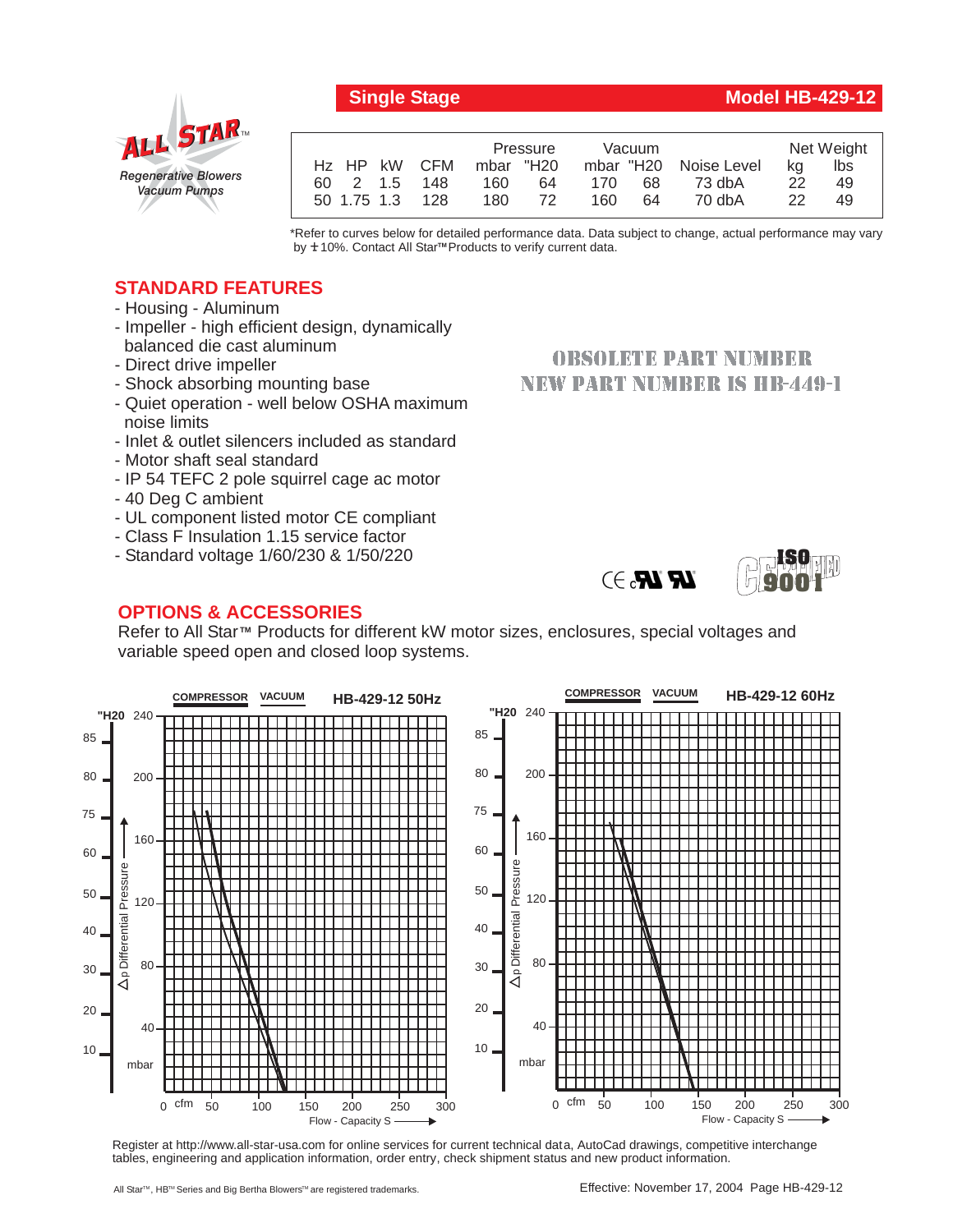ALL STAR™
*Regenerative Blowers Vacuum Pumps*

## Single Stage — Model HB-429-12

| Hz | HP | kW | CFM | Pressure mbar | Pressure "H20 | Vacuum mbar | Vacuum "H20 | Noise Level | Net Weight kg | Net Weight lbs |
|---|---|---|---|---|---|---|---|---|---|---|
| 60 | 2 | 1.5 | 148 | 160 | 64 | 170 | 68 | 73 dbA | 22 | 49 |
| 50 | 1.75 | 1.3 | 128 | 180 | 72 | 160 | 64 | 70 dbA | 22 | 49 |

*Refer to curves below for detailed performance data. Data subject to change, actual performance may vary by ± 10%. Contact All Star™ Products to verify current data.

## STANDARD FEATURES

- Housing - Aluminum
- Impeller - high efficient design, dynamically balanced die cast aluminum
- Direct drive impeller
- Shock absorbing mounting base
- Quiet operation - well below OSHA maximum noise limits
- Inlet & outlet silencers included as standard
- Motor shaft seal standard
- IP 54 TEFC 2 pole squirrel cage ac motor
- 40 Deg C ambient
- UL component listed motor CE compliant
- Class F Insulation 1.15 service factor
- Standard voltage 1/60/230 & 1/50/220

**OBSOLETE PART NUMBER**
**NEW PART NUMBER IS HB-449-1**

CE cURus · ISO 9001 CERTIFIED

## OPTIONS & ACCESSORIES

Refer to All Star™ Products for different kW motor sizes, enclosures, special voltages and variable speed open and closed loop systems.

**COMPRESSOR VACUUM HB-429-12 50Hz**

**COMPRESSOR VACUUM HB-429-12 60Hz**

Δp Differential Pressure ("H20 / mbar) vs. Flow - Capacity S (cfm)

Register at http://www.all-star-usa.com for online services for current technical data, AutoCad drawings, competitive interchange tables, engineering and application information, order entry, check shipment status and new product information.

All Star™, HB™ Series and Big Bertha Blowers™ are registered trademarks.

Effective: November 17, 2004 Page HB-429-12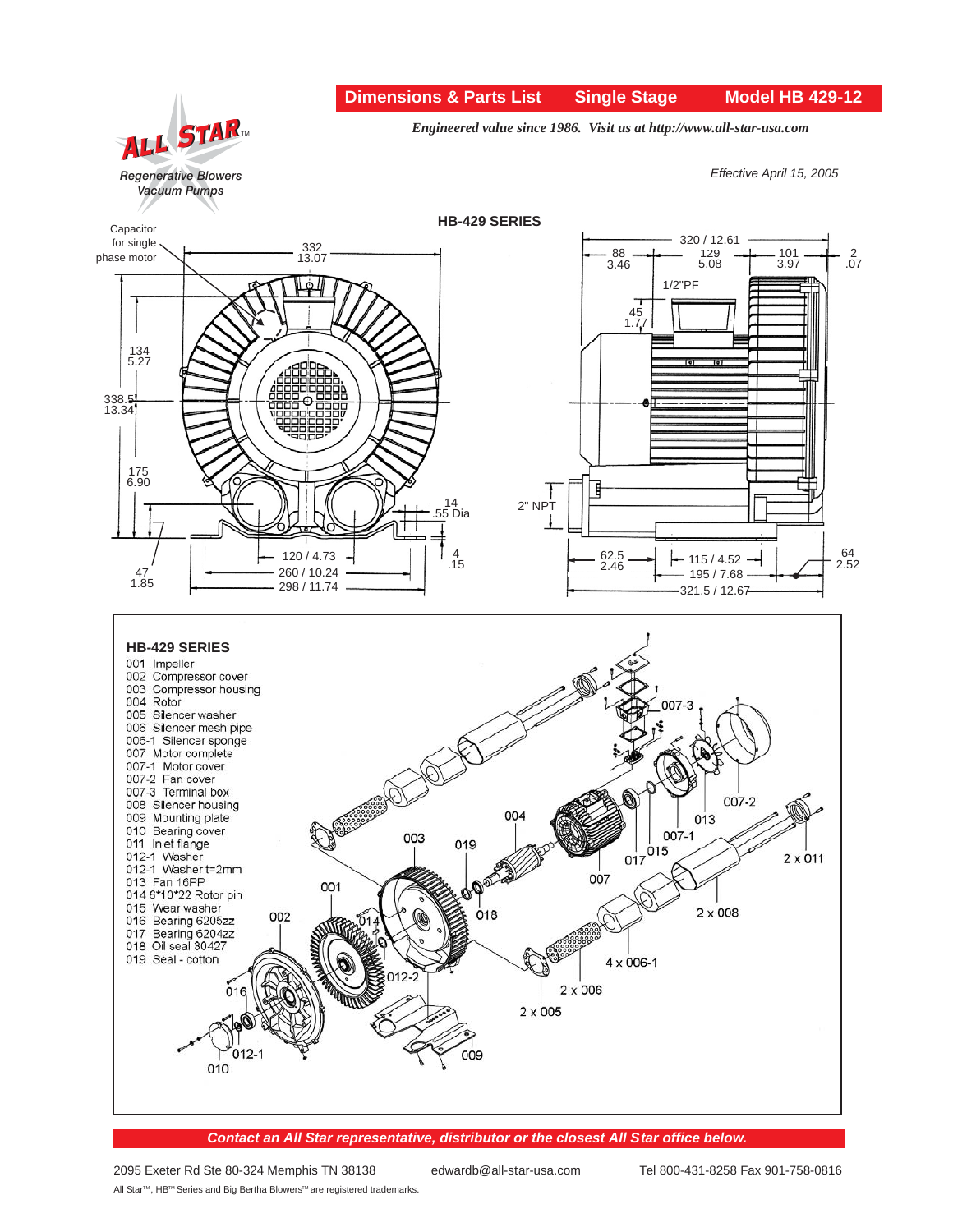# Dimensions & Parts List — Single Stage — Model HB 429-12

ALL STAR™

*Regenerative Blowers*
*Vacuum Pumps*

***Engineered value since 1986. Visit us at http://www.all-star-usa.com***

*Effective April 15, 2005*

## HB-429 SERIES

Capacitor for single phase motor

332
13.07

134
5.27

338.5
13.34

175
6.90

47
1.85

14
.55 Dia

4
.15

120 / 4.73
260 / 10.24
298 / 11.74

320 / 12.61
88
3.46
129
5.08
101
3.97
2
.07

1/2"PF

45
1.77

2" NPT

62.5
2.46

115 / 4.52
195 / 7.68
321.5 / 12.67

64
2.52

## HB-429 SERIES

- 001 Impeller
- 002 Compressor cover
- 003 Compressor housing
- 004 Rotor
- 005 Silencer washer
- 006 Silencer mesh pipe
- 006-1 Silencer sponge
- 007 Motor complete
- 007-1 Motor cover
- 007-2 Fan cover
- 007-3 Terminal box
- 008 Silencer housing
- 009 Mounting plate
- 010 Bearing cover
- 011 Inlet flange
- 012-1 Washer
- 012-1 Washer t=2mm
- 013 Fan 16PP
- 014 6*10*22 Rotor pin
- 015 Wear washer
- 016 Bearing 6205zz
- 017 Bearing 6204zz
- 018 Oil seal 30427
- 019 Seal - cotton

007-3
007-2
013
007-1
015
017
007
004
003
019
018
001
014
002
016
012-2
012-1
010
009
2 x 011
2 x 008
4 x 006-1
2 x 006
2 x 005

***Contact an All Star representative, distributor or the closest All Star office below.***

2095 Exeter Rd Ste 80-324 Memphis TN 38138 — edwardb@all-star-usa.com — Tel 800-431-8258 Fax 901-758-0816

All Star™, HB™ Series and Big Bertha Blowers™ are registered trademarks.